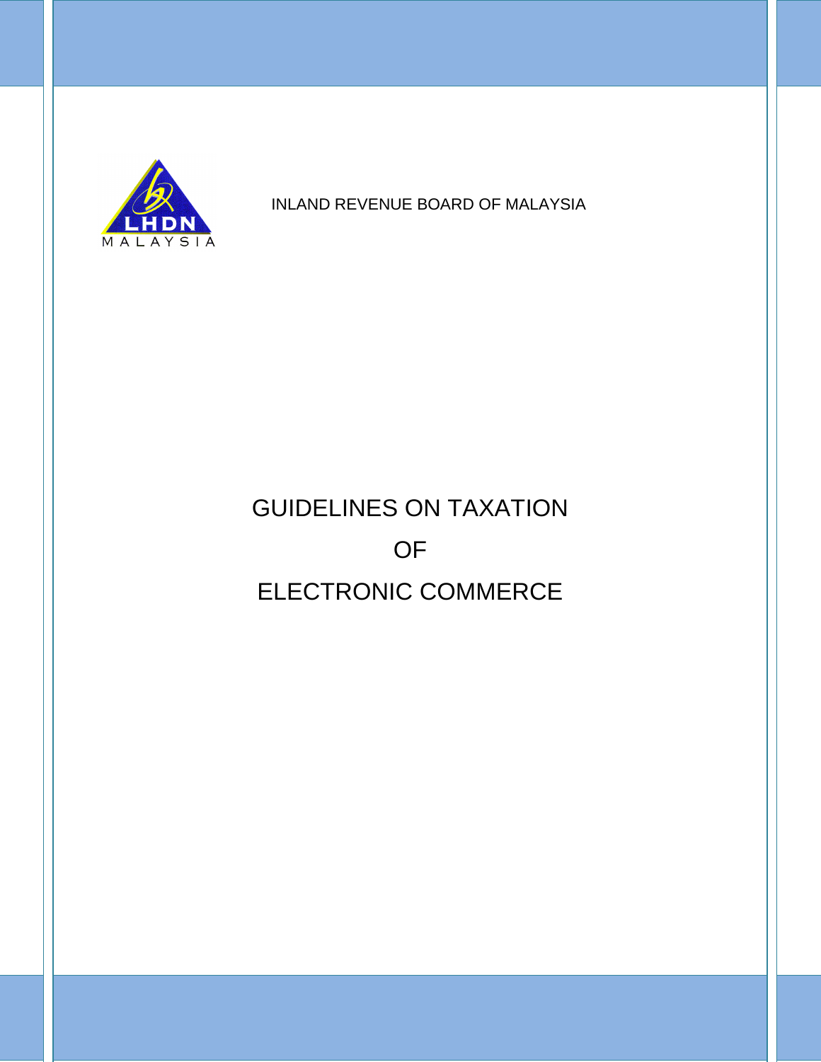INLAND REVENUE BOARD OF MALAYSIA

# GUIDELINES ON TAXATION OF ELECTRONIC COMMERCE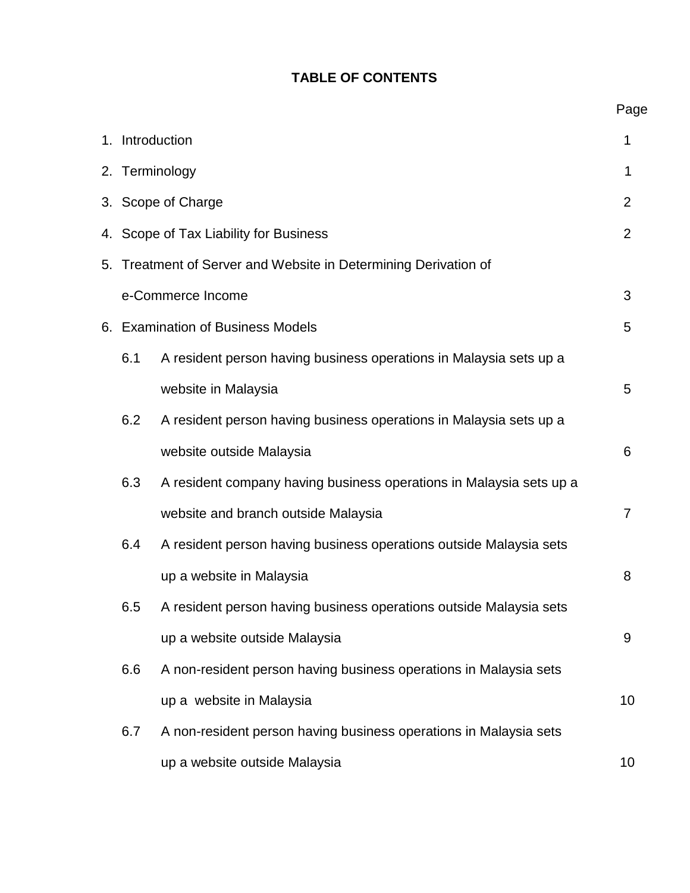## TABLE OF CONTENTS

| | Page |
|---|---|
| 1. Introduction | 1 |
| 2. Terminology | 1 |
| 3. Scope of Charge | 2 |
| 4. Scope of Tax Liability for Business | 2 |
| 5. Treatment of Server and Website in Determining Derivation of e-Commerce Income | 3 |
| 6. Examination of Business Models | 5 |
| 6.1 A resident person having business operations in Malaysia sets up a website in Malaysia | 5 |
| 6.2 A resident person having business operations in Malaysia sets up a website outside Malaysia | 6 |
| 6.3 A resident company having business operations in Malaysia sets up a website and branch outside Malaysia | 7 |
| 6.4 A resident person having business operations outside Malaysia sets up a website in Malaysia | 8 |
| 6.5 A resident person having business operations outside Malaysia sets up a website outside Malaysia | 9 |
| 6.6 A non-resident person having business operations in Malaysia sets up a website in Malaysia | 10 |
| 6.7 A non-resident person having business operations in Malaysia sets up a website outside Malaysia | 10 |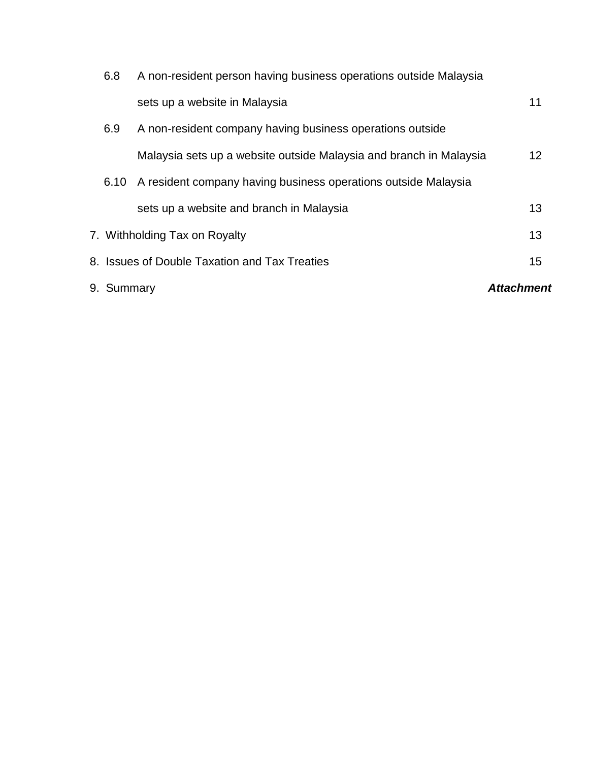| | | |
|---|---|---|
| 6.8 | A non-resident person having business operations outside Malaysia sets up a website in Malaysia | 11 |
| 6.9 | A non-resident company having business operations outside Malaysia sets up a website outside Malaysia and branch in Malaysia | 12 |
| 6.10 | A resident company having business operations outside Malaysia sets up a website and branch in Malaysia | 13 |
| 7. | Withholding Tax on Royalty | 13 |
| 8. | Issues of Double Taxation and Tax Treaties | 15 |
| 9. | Summary | ***Attachment*** |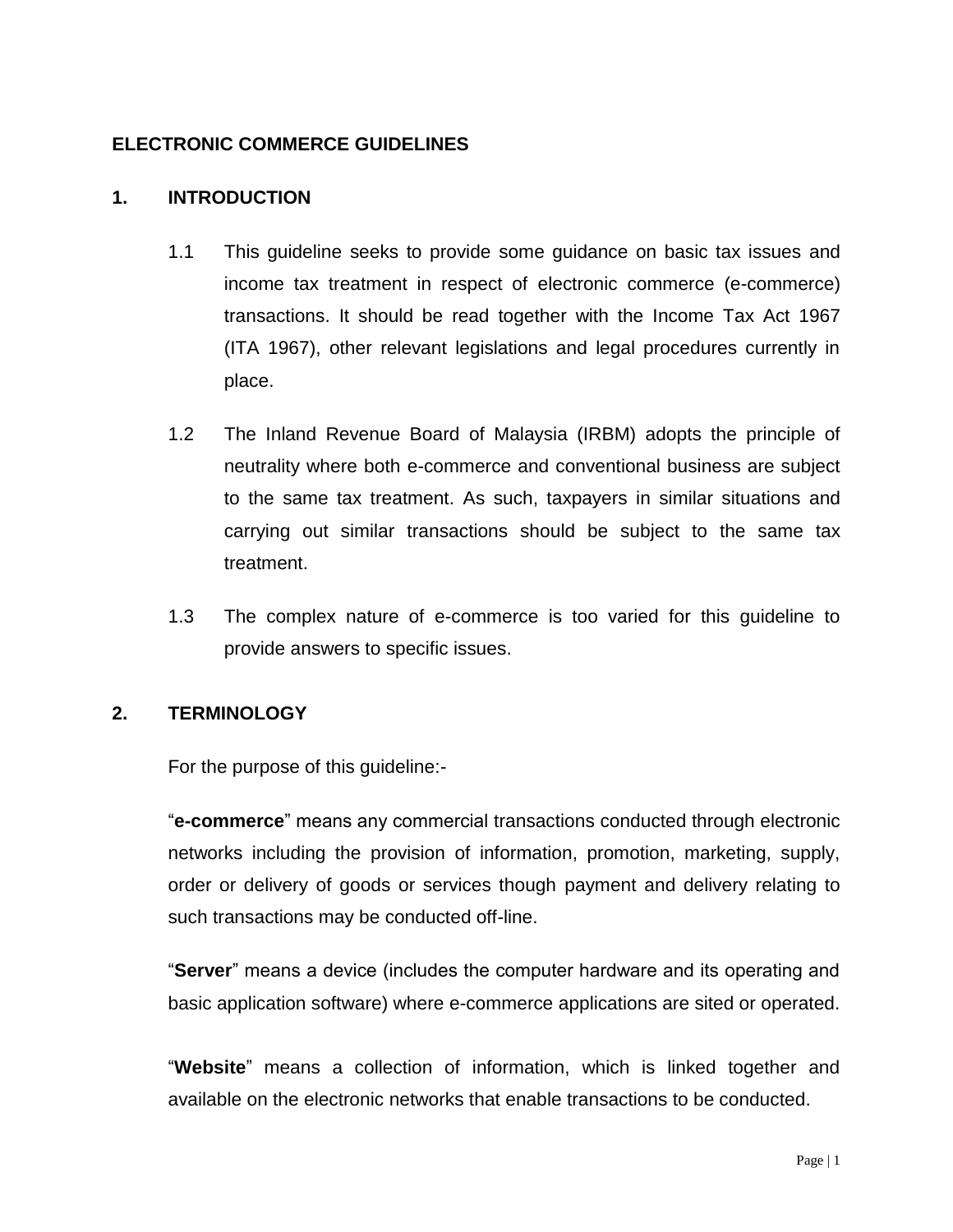# ELECTRONIC COMMERCE GUIDELINES

## 1. INTRODUCTION

1.1 This guideline seeks to provide some guidance on basic tax issues and income tax treatment in respect of electronic commerce (e-commerce) transactions. It should be read together with the Income Tax Act 1967 (ITA 1967), other relevant legislations and legal procedures currently in place.

1.2 The Inland Revenue Board of Malaysia (IRBM) adopts the principle of neutrality where both e-commerce and conventional business are subject to the same tax treatment. As such, taxpayers in similar situations and carrying out similar transactions should be subject to the same tax treatment.

1.3 The complex nature of e-commerce is too varied for this guideline to provide answers to specific issues.

## 2. TERMINOLOGY

For the purpose of this guideline:-

"**e-commerce**" means any commercial transactions conducted through electronic networks including the provision of information, promotion, marketing, supply, order or delivery of goods or services though payment and delivery relating to such transactions may be conducted off-line.

"**Server**" means a device (includes the computer hardware and its operating and basic application software) where e-commerce applications are sited or operated.

"**Website**" means a collection of information, which is linked together and available on the electronic networks that enable transactions to be conducted.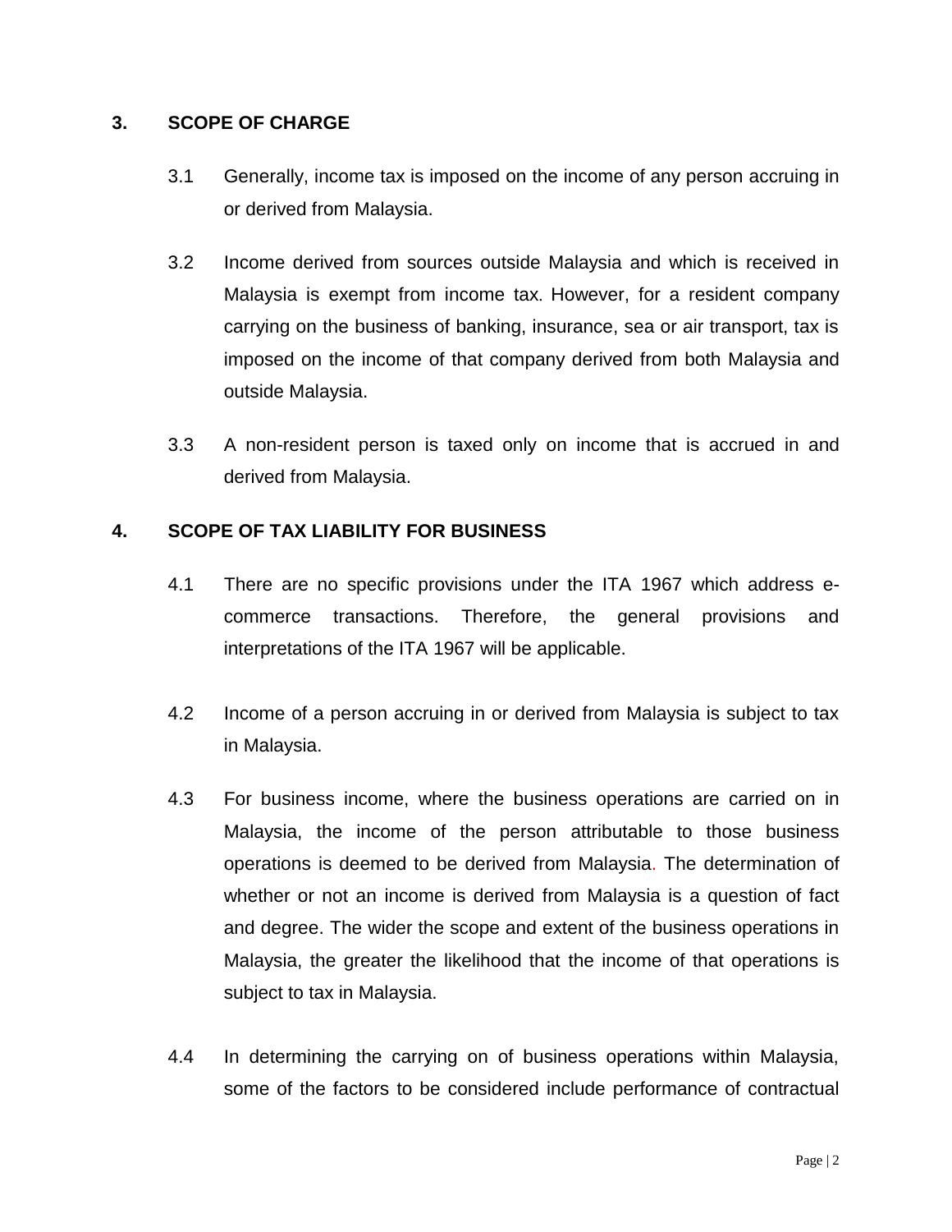## 3. SCOPE OF CHARGE

3.1 Generally, income tax is imposed on the income of any person accruing in or derived from Malaysia.

3.2 Income derived from sources outside Malaysia and which is received in Malaysia is exempt from income tax. However, for a resident company carrying on the business of banking, insurance, sea or air transport, tax is imposed on the income of that company derived from both Malaysia and outside Malaysia.

3.3 A non-resident person is taxed only on income that is accrued in and derived from Malaysia.

## 4. SCOPE OF TAX LIABILITY FOR BUSINESS

4.1 There are no specific provisions under the ITA 1967 which address e-commerce transactions. Therefore, the general provisions and interpretations of the ITA 1967 will be applicable.

4.2 Income of a person accruing in or derived from Malaysia is subject to tax in Malaysia.

4.3 For business income, where the business operations are carried on in Malaysia, the income of the person attributable to those business operations is deemed to be derived from Malaysia. The determination of whether or not an income is derived from Malaysia is a question of fact and degree. The wider the scope and extent of the business operations in Malaysia, the greater the likelihood that the income of that operations is subject to tax in Malaysia.

4.4 In determining the carrying on of business operations within Malaysia, some of the factors to be considered include performance of contractual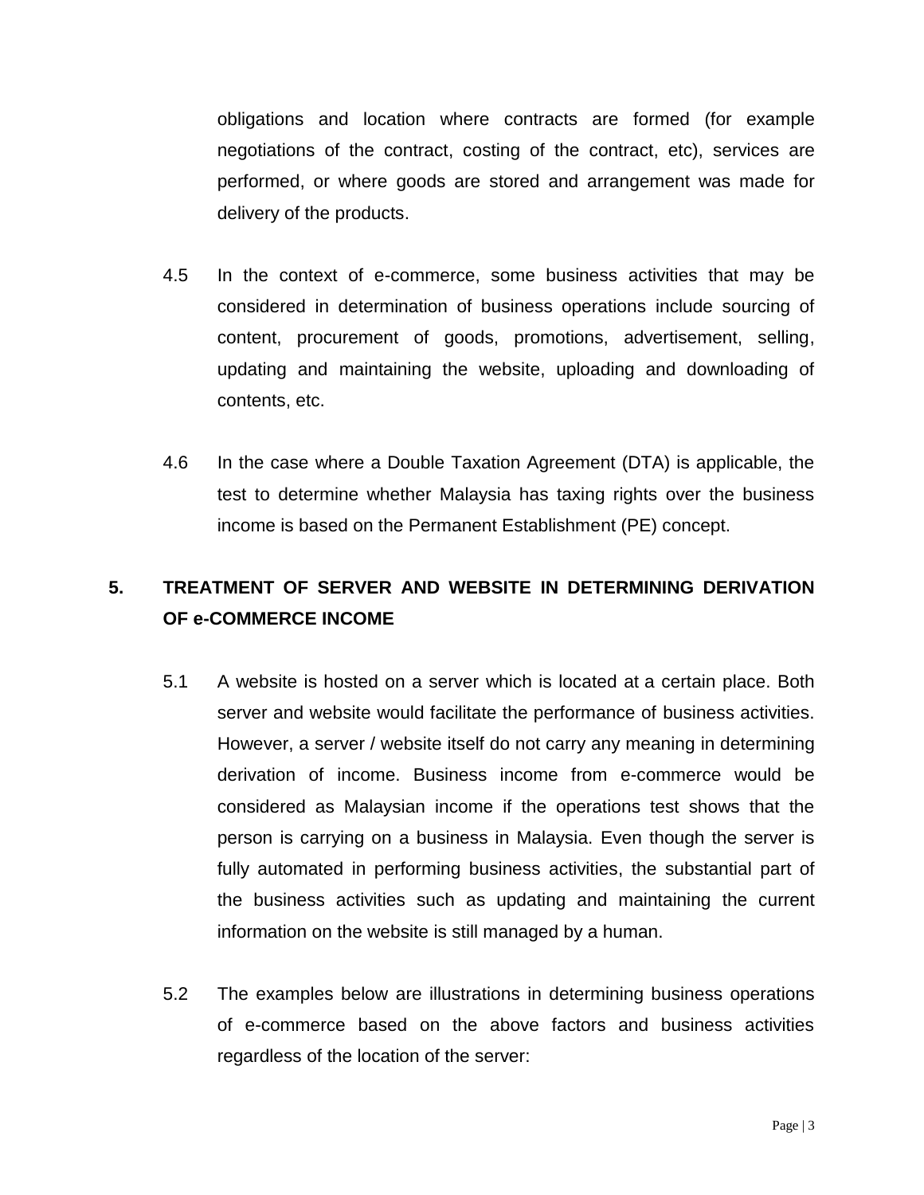obligations and location where contracts are formed (for example negotiations of the contract, costing of the contract, etc), services are performed, or where goods are stored and arrangement was made for delivery of the products.

4.5 In the context of e-commerce, some business activities that may be considered in determination of business operations include sourcing of content, procurement of goods, promotions, advertisement, selling, updating and maintaining the website, uploading and downloading of contents, etc.

4.6 In the case where a Double Taxation Agreement (DTA) is applicable, the test to determine whether Malaysia has taxing rights over the business income is based on the Permanent Establishment (PE) concept.

## 5. TREATMENT OF SERVER AND WEBSITE IN DETERMINING DERIVATION OF e-COMMERCE INCOME

5.1 A website is hosted on a server which is located at a certain place. Both server and website would facilitate the performance of business activities. However, a server / website itself do not carry any meaning in determining derivation of income. Business income from e-commerce would be considered as Malaysian income if the operations test shows that the person is carrying on a business in Malaysia. Even though the server is fully automated in performing business activities, the substantial part of the business activities such as updating and maintaining the current information on the website is still managed by a human.

5.2 The examples below are illustrations in determining business operations of e-commerce based on the above factors and business activities regardless of the location of the server: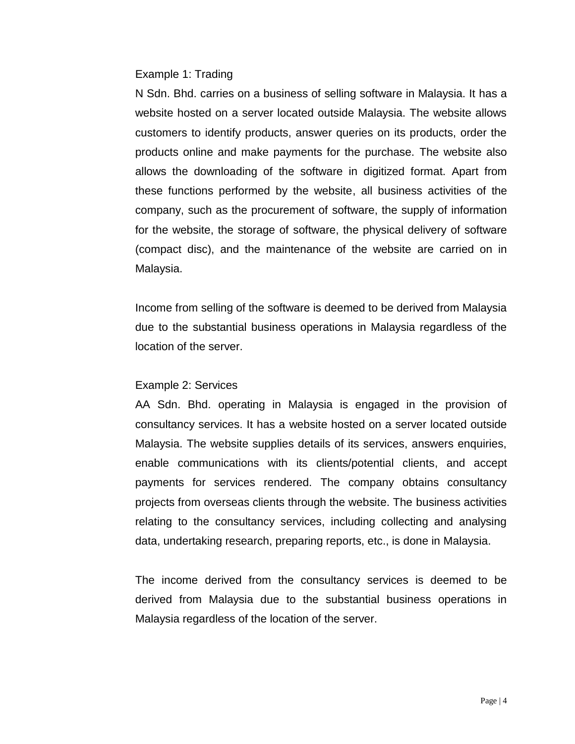Example 1: Trading

N Sdn. Bhd. carries on a business of selling software in Malaysia. It has a website hosted on a server located outside Malaysia. The website allows customers to identify products, answer queries on its products, order the products online and make payments for the purchase. The website also allows the downloading of the software in digitized format. Apart from these functions performed by the website, all business activities of the company, such as the procurement of software, the supply of information for the website, the storage of software, the physical delivery of software (compact disc), and the maintenance of the website are carried on in Malaysia.

Income from selling of the software is deemed to be derived from Malaysia due to the substantial business operations in Malaysia regardless of the location of the server.

Example 2: Services

AA Sdn. Bhd. operating in Malaysia is engaged in the provision of consultancy services. It has a website hosted on a server located outside Malaysia. The website supplies details of its services, answers enquiries, enable communications with its clients/potential clients, and accept payments for services rendered. The company obtains consultancy projects from overseas clients through the website. The business activities relating to the consultancy services, including collecting and analysing data, undertaking research, preparing reports, etc., is done in Malaysia.

The income derived from the consultancy services is deemed to be derived from Malaysia due to the substantial business operations in Malaysia regardless of the location of the server.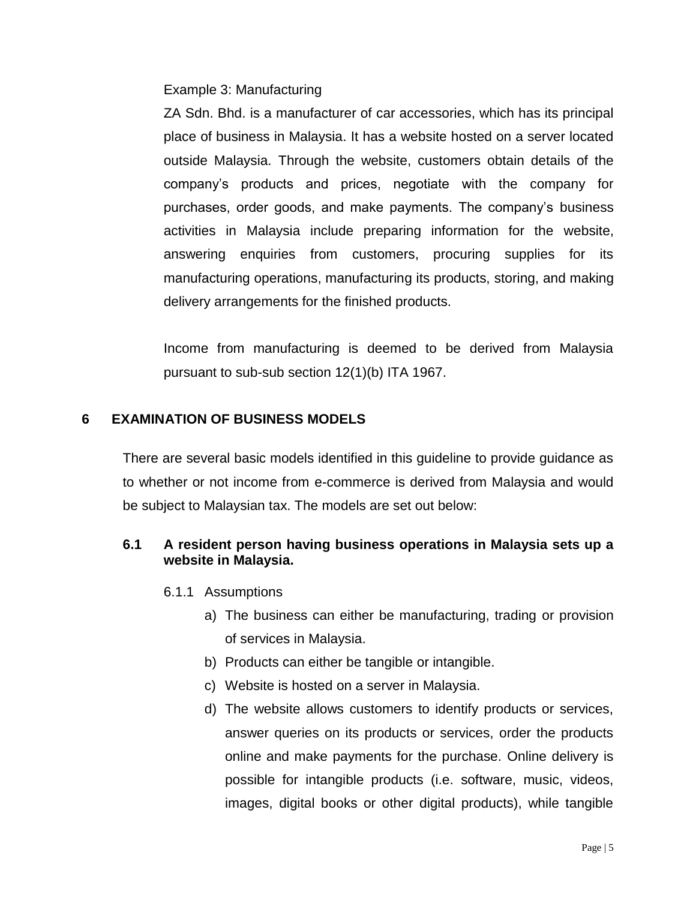Example 3: Manufacturing

ZA Sdn. Bhd. is a manufacturer of car accessories, which has its principal place of business in Malaysia. It has a website hosted on a server located outside Malaysia. Through the website, customers obtain details of the company's products and prices, negotiate with the company for purchases, order goods, and make payments. The company's business activities in Malaysia include preparing information for the website, answering enquiries from customers, procuring supplies for its manufacturing operations, manufacturing its products, storing, and making delivery arrangements for the finished products.

Income from manufacturing is deemed to be derived from Malaysia pursuant to sub-sub section 12(1)(b) ITA 1967.

## 6 EXAMINATION OF BUSINESS MODELS

There are several basic models identified in this guideline to provide guidance as to whether or not income from e-commerce is derived from Malaysia and would be subject to Malaysian tax. The models are set out below:

### 6.1 A resident person having business operations in Malaysia sets up a website in Malaysia.

6.1.1 Assumptions

a) The business can either be manufacturing, trading or provision of services in Malaysia.
b) Products can either be tangible or intangible.
c) Website is hosted on a server in Malaysia.
d) The website allows customers to identify products or services, answer queries on its products or services, order the products online and make payments for the purchase. Online delivery is possible for intangible products (i.e. software, music, videos, images, digital books or other digital products), while tangible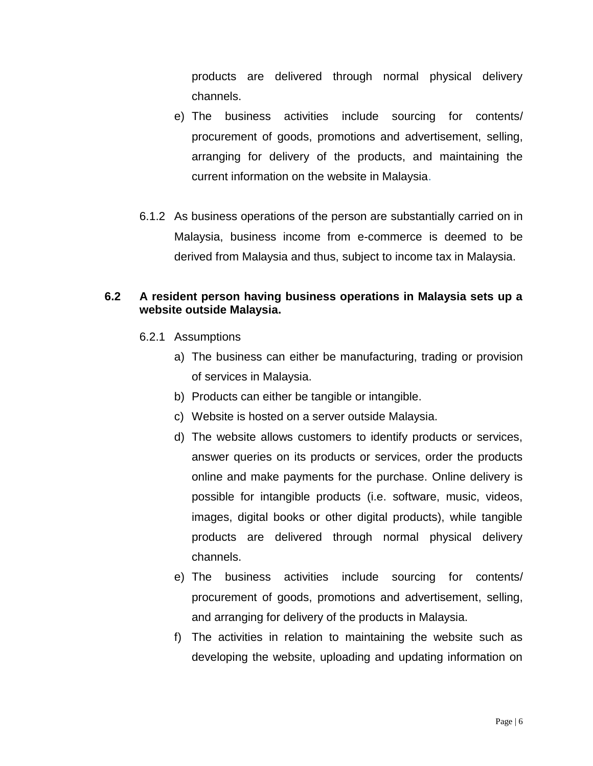products are delivered through normal physical delivery channels.

e) The business activities include sourcing for contents/ procurement of goods, promotions and advertisement, selling, arranging for delivery of the products, and maintaining the current information on the website in Malaysia.

6.1.2 As business operations of the person are substantially carried on in Malaysia, business income from e-commerce is deemed to be derived from Malaysia and thus, subject to income tax in Malaysia.

### 6.2 A resident person having business operations in Malaysia sets up a website outside Malaysia.

6.2.1 Assumptions

a) The business can either be manufacturing, trading or provision of services in Malaysia.

b) Products can either be tangible or intangible.

c) Website is hosted on a server outside Malaysia.

d) The website allows customers to identify products or services, answer queries on its products or services, order the products online and make payments for the purchase. Online delivery is possible for intangible products (i.e. software, music, videos, images, digital books or other digital products), while tangible products are delivered through normal physical delivery channels.

e) The business activities include sourcing for contents/ procurement of goods, promotions and advertisement, selling, and arranging for delivery of the products in Malaysia.

f) The activities in relation to maintaining the website such as developing the website, uploading and updating information on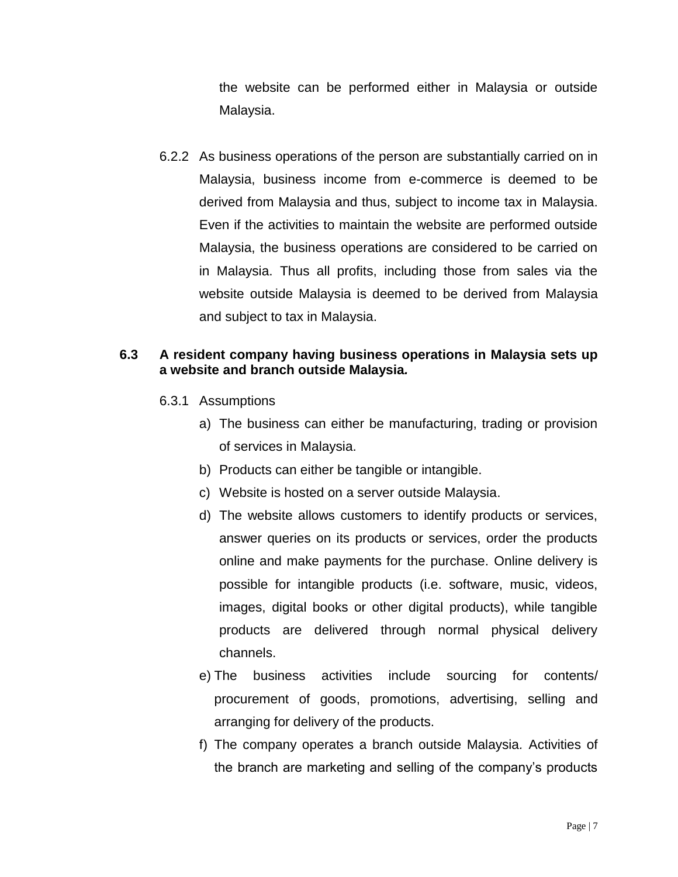the website can be performed either in Malaysia or outside Malaysia.

6.2.2 As business operations of the person are substantially carried on in Malaysia, business income from e-commerce is deemed to be derived from Malaysia and thus, subject to income tax in Malaysia. Even if the activities to maintain the website are performed outside Malaysia, the business operations are considered to be carried on in Malaysia. Thus all profits, including those from sales via the website outside Malaysia is deemed to be derived from Malaysia and subject to tax in Malaysia.

**6.3 A resident company having business operations in Malaysia sets up a website and branch outside Malaysia.**

6.3.1 Assumptions

a) The business can either be manufacturing, trading or provision of services in Malaysia.
b) Products can either be tangible or intangible.
c) Website is hosted on a server outside Malaysia.
d) The website allows customers to identify products or services, answer queries on its products or services, order the products online and make payments for the purchase. Online delivery is possible for intangible products (i.e. software, music, videos, images, digital books or other digital products), while tangible products are delivered through normal physical delivery channels.
e) The business activities include sourcing for contents/ procurement of goods, promotions, advertising, selling and arranging for delivery of the products.
f) The company operates a branch outside Malaysia. Activities of the branch are marketing and selling of the company's products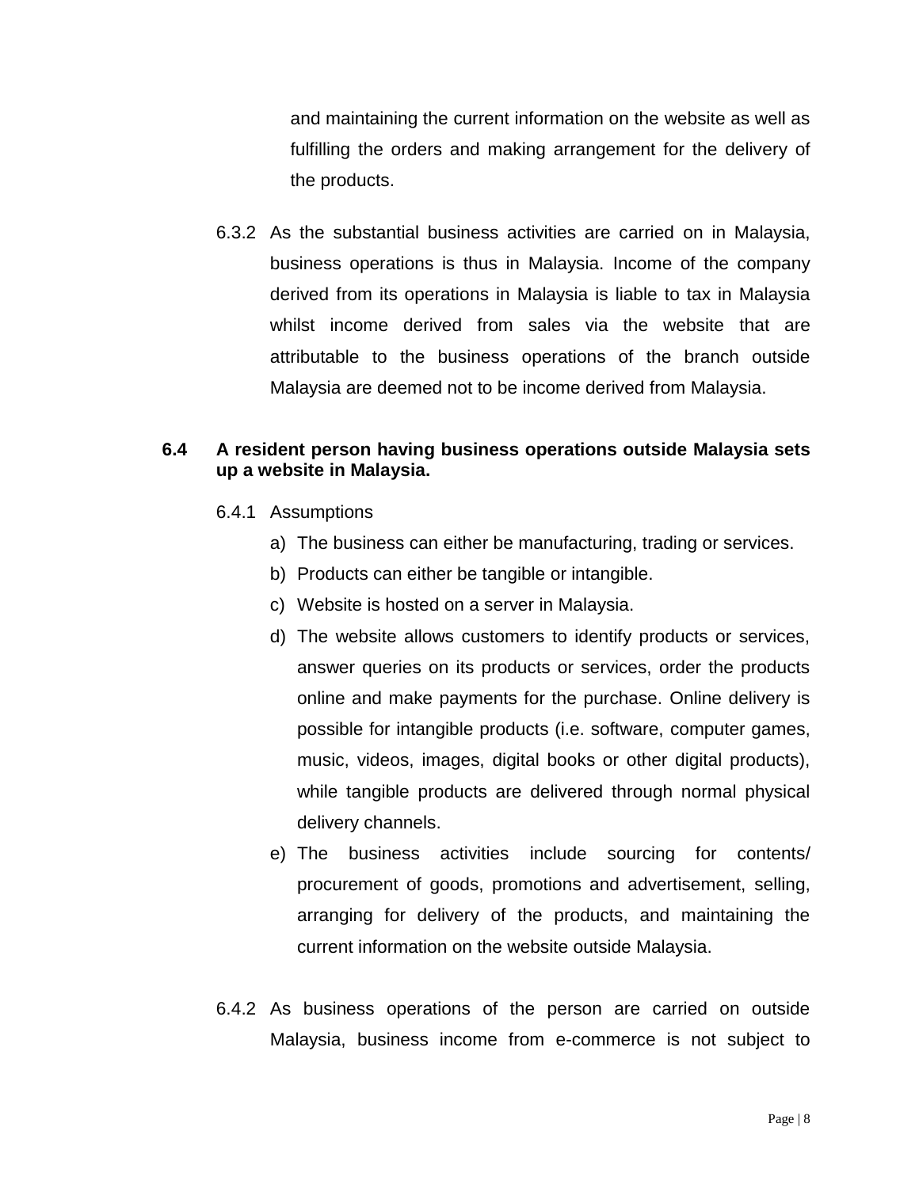and maintaining the current information on the website as well as fulfilling the orders and making arrangement for the delivery of the products.

6.3.2 As the substantial business activities are carried on in Malaysia, business operations is thus in Malaysia. Income of the company derived from its operations in Malaysia is liable to tax in Malaysia whilst income derived from sales via the website that are attributable to the business operations of the branch outside Malaysia are deemed not to be income derived from Malaysia.

### 6.4 A resident person having business operations outside Malaysia sets up a website in Malaysia.

6.4.1 Assumptions

a) The business can either be manufacturing, trading or services.
b) Products can either be tangible or intangible.
c) Website is hosted on a server in Malaysia.
d) The website allows customers to identify products or services, answer queries on its products or services, order the products online and make payments for the purchase. Online delivery is possible for intangible products (i.e. software, computer games, music, videos, images, digital books or other digital products), while tangible products are delivered through normal physical delivery channels.
e) The business activities include sourcing for contents/ procurement of goods, promotions and advertisement, selling, arranging for delivery of the products, and maintaining the current information on the website outside Malaysia.

6.4.2 As business operations of the person are carried on outside Malaysia, business income from e-commerce is not subject to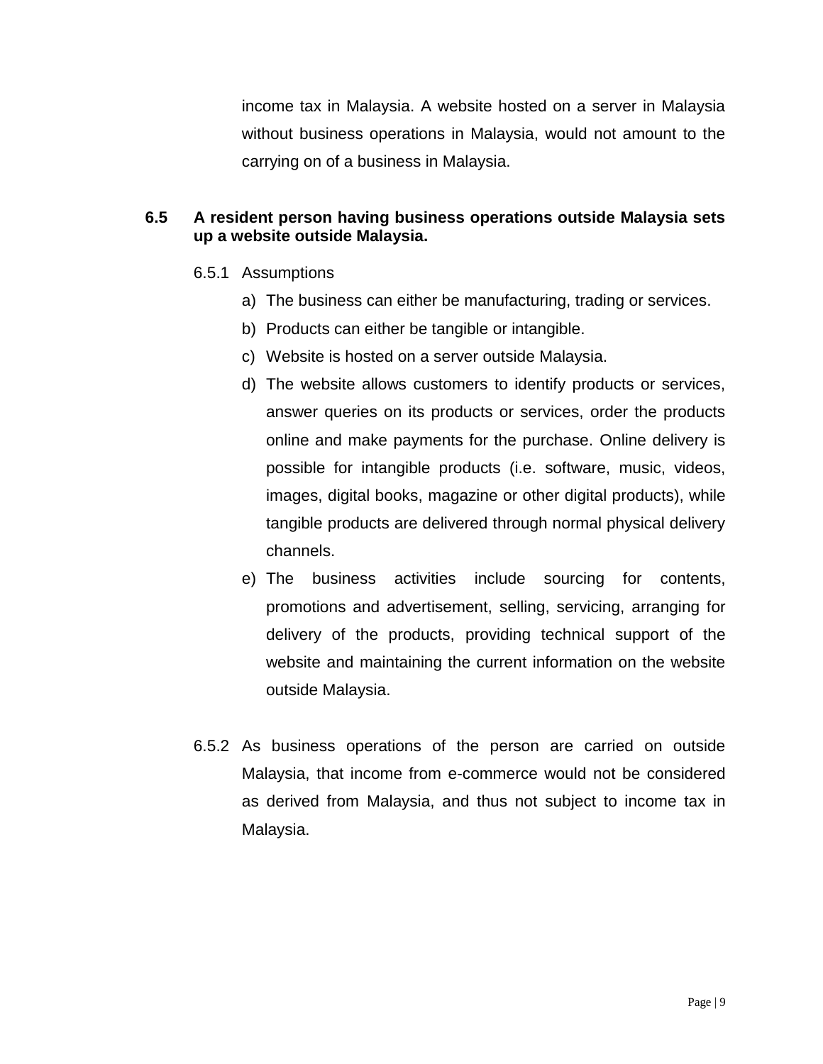income tax in Malaysia. A website hosted on a server in Malaysia without business operations in Malaysia, would not amount to the carrying on of a business in Malaysia.

**6.5 A resident person having business operations outside Malaysia sets up a website outside Malaysia.**

6.5.1 Assumptions

a) The business can either be manufacturing, trading or services.

b) Products can either be tangible or intangible.

c) Website is hosted on a server outside Malaysia.

d) The website allows customers to identify products or services, answer queries on its products or services, order the products online and make payments for the purchase. Online delivery is possible for intangible products (i.e. software, music, videos, images, digital books, magazine or other digital products), while tangible products are delivered through normal physical delivery channels.

e) The business activities include sourcing for contents, promotions and advertisement, selling, servicing, arranging for delivery of the products, providing technical support of the website and maintaining the current information on the website outside Malaysia.

6.5.2 As business operations of the person are carried on outside Malaysia, that income from e-commerce would not be considered as derived from Malaysia, and thus not subject to income tax in Malaysia.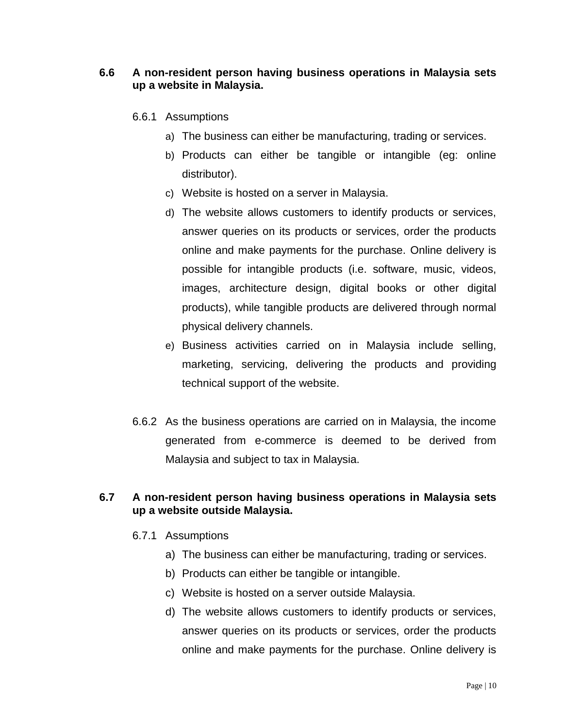**6.6 A non-resident person having business operations in Malaysia sets up a website in Malaysia.**

6.6.1 Assumptions

a) The business can either be manufacturing, trading or services.

b) Products can either be tangible or intangible (eg: online distributor).

c) Website is hosted on a server in Malaysia.

d) The website allows customers to identify products or services, answer queries on its products or services, order the products online and make payments for the purchase. Online delivery is possible for intangible products (i.e. software, music, videos, images, architecture design, digital books or other digital products), while tangible products are delivered through normal physical delivery channels.

e) Business activities carried on in Malaysia include selling, marketing, servicing, delivering the products and providing technical support of the website.

6.6.2 As the business operations are carried on in Malaysia, the income generated from e-commerce is deemed to be derived from Malaysia and subject to tax in Malaysia.

**6.7 A non-resident person having business operations in Malaysia sets up a website outside Malaysia.**

6.7.1 Assumptions

a) The business can either be manufacturing, trading or services.

b) Products can either be tangible or intangible.

c) Website is hosted on a server outside Malaysia.

d) The website allows customers to identify products or services, answer queries on its products or services, order the products online and make payments for the purchase. Online delivery is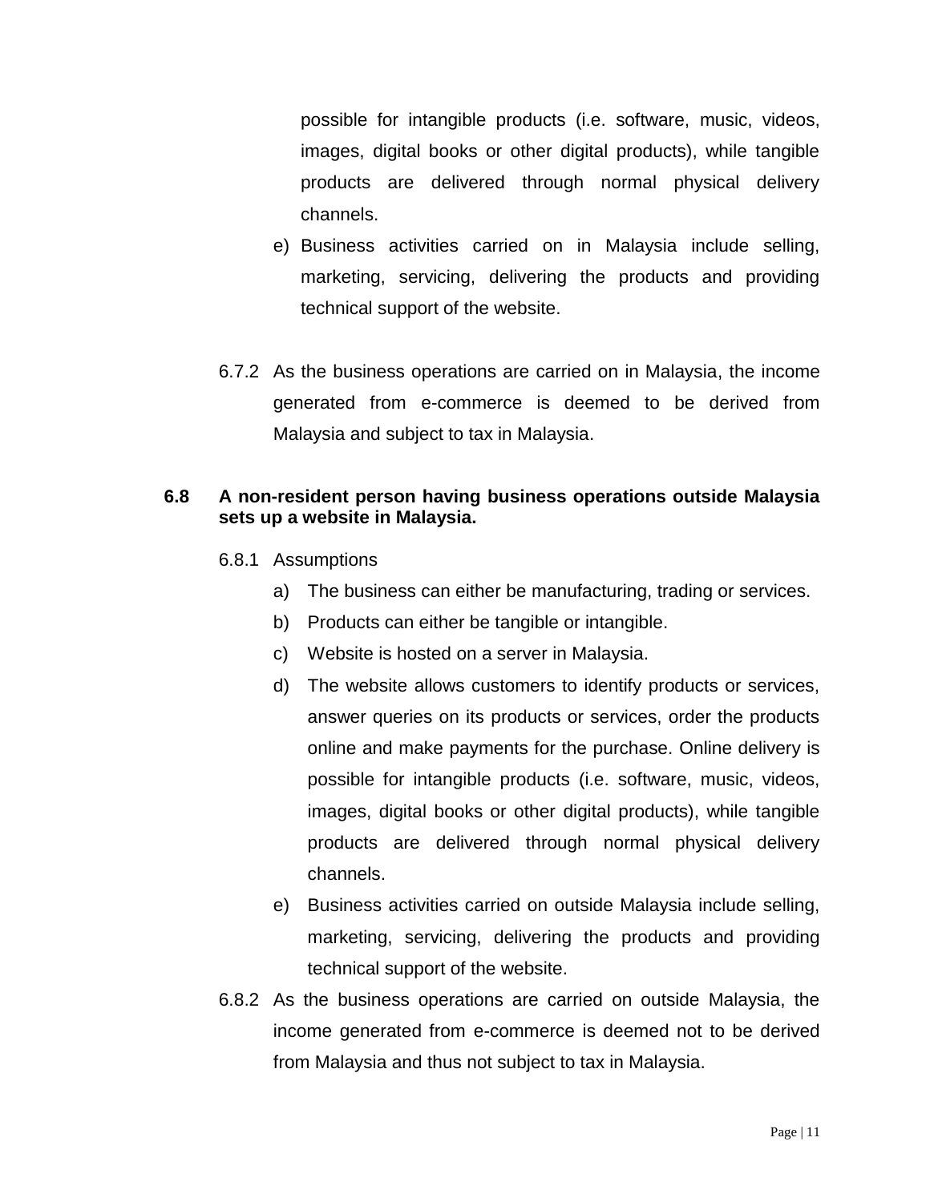possible for intangible products (i.e. software, music, videos, images, digital books or other digital products), while tangible products are delivered through normal physical delivery channels.

e) Business activities carried on in Malaysia include selling, marketing, servicing, delivering the products and providing technical support of the website.

6.7.2 As the business operations are carried on in Malaysia, the income generated from e-commerce is deemed to be derived from Malaysia and subject to tax in Malaysia.

### 6.8 A non-resident person having business operations outside Malaysia sets up a website in Malaysia.

6.8.1 Assumptions

a) The business can either be manufacturing, trading or services.

b) Products can either be tangible or intangible.

c) Website is hosted on a server in Malaysia.

d) The website allows customers to identify products or services, answer queries on its products or services, order the products online and make payments for the purchase. Online delivery is possible for intangible products (i.e. software, music, videos, images, digital books or other digital products), while tangible products are delivered through normal physical delivery channels.

e) Business activities carried on outside Malaysia include selling, marketing, servicing, delivering the products and providing technical support of the website.

6.8.2 As the business operations are carried on outside Malaysia, the income generated from e-commerce is deemed not to be derived from Malaysia and thus not subject to tax in Malaysia.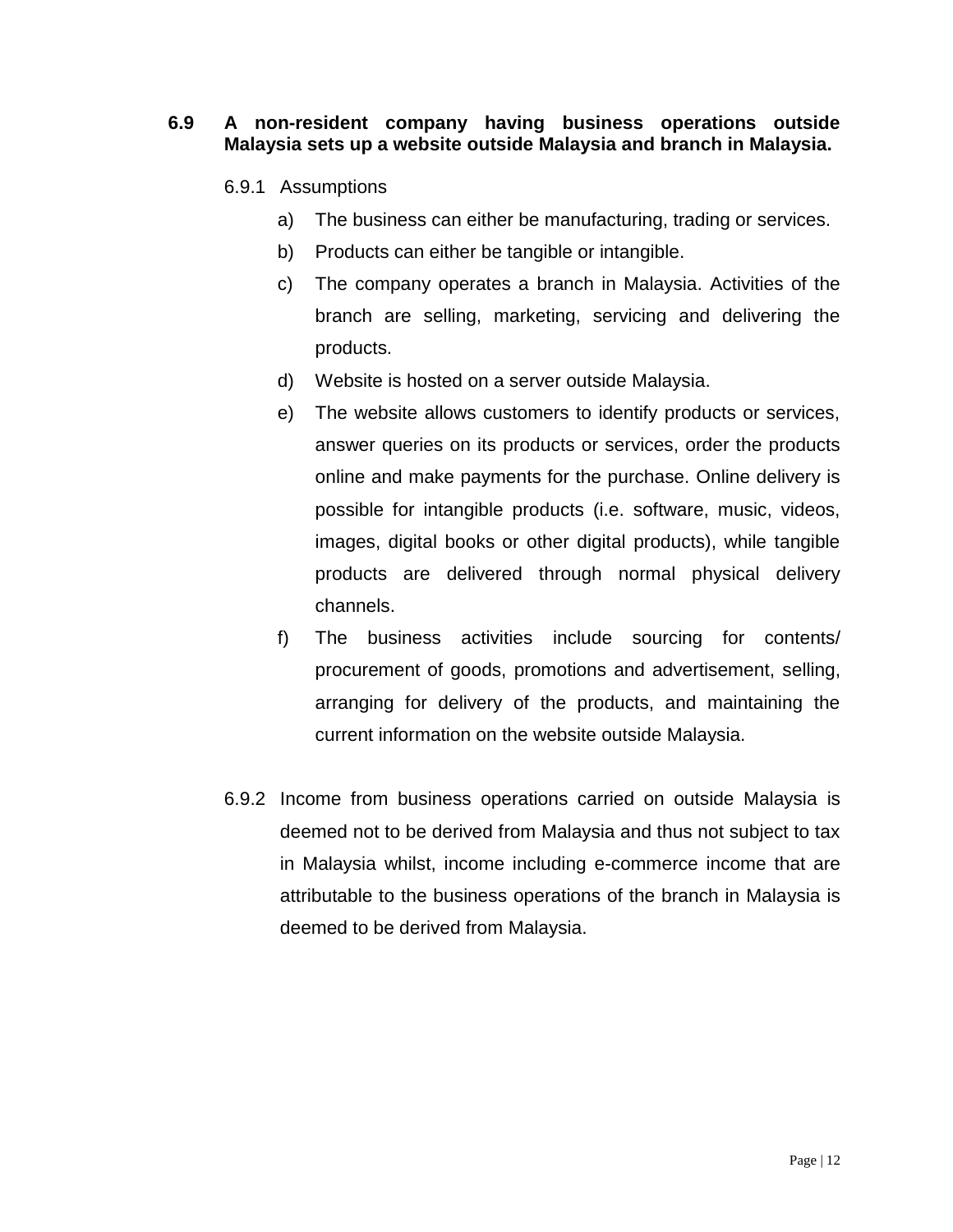### 6.9 A non-resident company having business operations outside Malaysia sets up a website outside Malaysia and branch in Malaysia.

6.9.1 Assumptions

a) The business can either be manufacturing, trading or services.

b) Products can either be tangible or intangible.

c) The company operates a branch in Malaysia. Activities of the branch are selling, marketing, servicing and delivering the products.

d) Website is hosted on a server outside Malaysia.

e) The website allows customers to identify products or services, answer queries on its products or services, order the products online and make payments for the purchase. Online delivery is possible for intangible products (i.e. software, music, videos, images, digital books or other digital products), while tangible products are delivered through normal physical delivery channels.

f) The business activities include sourcing for contents/ procurement of goods, promotions and advertisement, selling, arranging for delivery of the products, and maintaining the current information on the website outside Malaysia.

6.9.2 Income from business operations carried on outside Malaysia is deemed not to be derived from Malaysia and thus not subject to tax in Malaysia whilst, income including e-commerce income that are attributable to the business operations of the branch in Malaysia is deemed to be derived from Malaysia.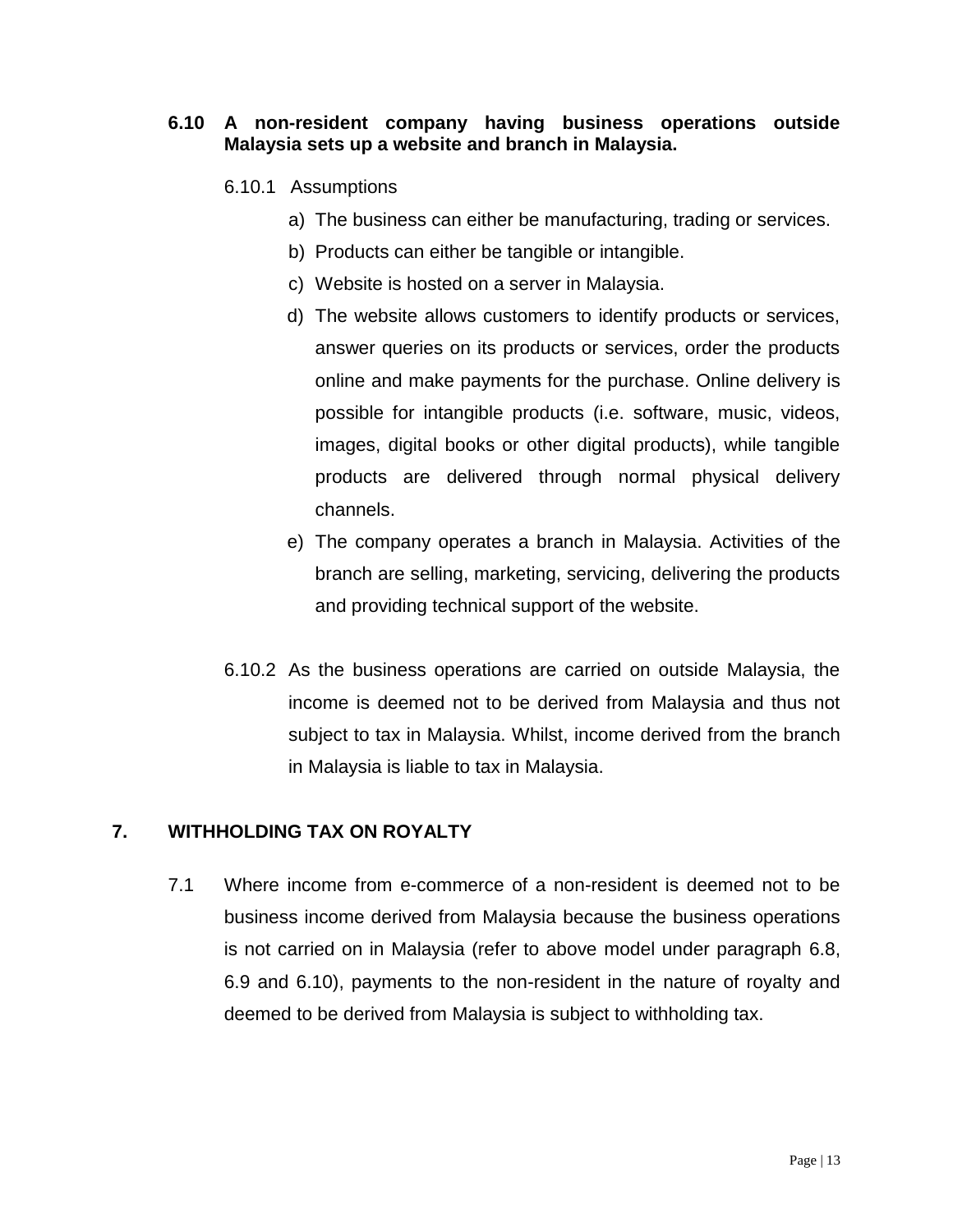**6.10 A non-resident company having business operations outside Malaysia sets up a website and branch in Malaysia.**

6.10.1 Assumptions

a) The business can either be manufacturing, trading or services.

b) Products can either be tangible or intangible.

c) Website is hosted on a server in Malaysia.

d) The website allows customers to identify products or services, answer queries on its products or services, order the products online and make payments for the purchase. Online delivery is possible for intangible products (i.e. software, music, videos, images, digital books or other digital products), while tangible products are delivered through normal physical delivery channels.

e) The company operates a branch in Malaysia. Activities of the branch are selling, marketing, servicing, delivering the products and providing technical support of the website.

6.10.2 As the business operations are carried on outside Malaysia, the income is deemed not to be derived from Malaysia and thus not subject to tax in Malaysia. Whilst, income derived from the branch in Malaysia is liable to tax in Malaysia.

## 7. WITHHOLDING TAX ON ROYALTY

7.1 Where income from e-commerce of a non-resident is deemed not to be business income derived from Malaysia because the business operations is not carried on in Malaysia (refer to above model under paragraph 6.8, 6.9 and 6.10), payments to the non-resident in the nature of royalty and deemed to be derived from Malaysia is subject to withholding tax.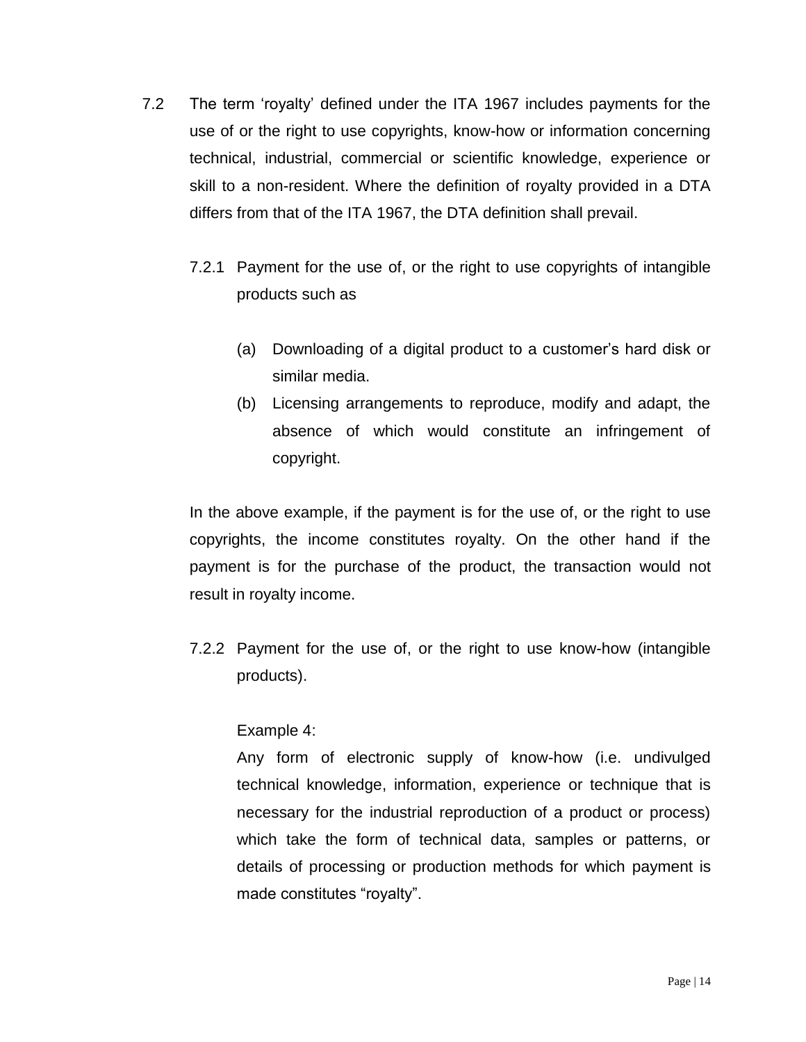7.2 The term 'royalty' defined under the ITA 1967 includes payments for the use of or the right to use copyrights, know-how or information concerning technical, industrial, commercial or scientific knowledge, experience or skill to a non-resident. Where the definition of royalty provided in a DTA differs from that of the ITA 1967, the DTA definition shall prevail.

7.2.1 Payment for the use of, or the right to use copyrights of intangible products such as

(a) Downloading of a digital product to a customer's hard disk or similar media.

(b) Licensing arrangements to reproduce, modify and adapt, the absence of which would constitute an infringement of copyright.

In the above example, if the payment is for the use of, or the right to use copyrights, the income constitutes royalty. On the other hand if the payment is for the purchase of the product, the transaction would not result in royalty income.

7.2.2 Payment for the use of, or the right to use know-how (intangible products).

Example 4:

Any form of electronic supply of know-how (i.e. undivulged technical knowledge, information, experience or technique that is necessary for the industrial reproduction of a product or process) which take the form of technical data, samples or patterns, or details of processing or production methods for which payment is made constitutes "royalty".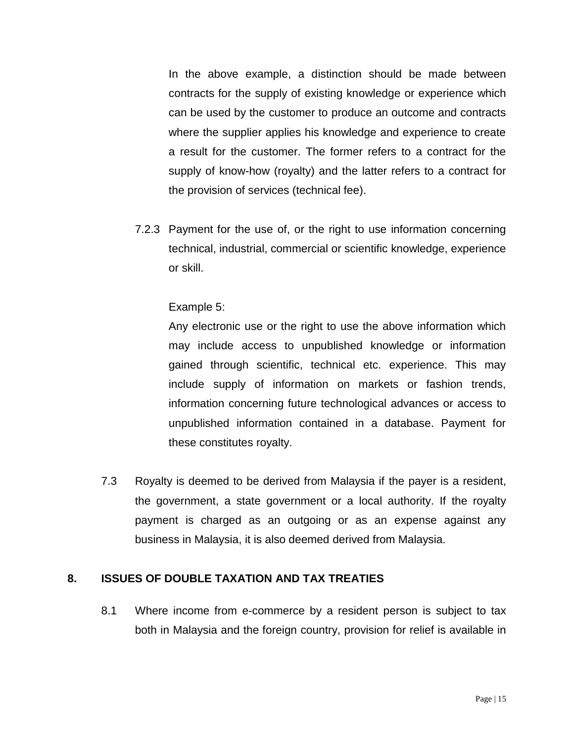In the above example, a distinction should be made between contracts for the supply of existing knowledge or experience which can be used by the customer to produce an outcome and contracts where the supplier applies his knowledge and experience to create a result for the customer. The former refers to a contract for the supply of know-how (royalty) and the latter refers to a contract for the provision of services (technical fee).

7.2.3 Payment for the use of, or the right to use information concerning technical, industrial, commercial or scientific knowledge, experience or skill.

Example 5:

Any electronic use or the right to use the above information which may include access to unpublished knowledge or information gained through scientific, technical etc. experience. This may include supply of information on markets or fashion trends, information concerning future technological advances or access to unpublished information contained in a database. Payment for these constitutes royalty.

7.3 Royalty is deemed to be derived from Malaysia if the payer is a resident, the government, a state government or a local authority. If the royalty payment is charged as an outgoing or as an expense against any business in Malaysia, it is also deemed derived from Malaysia.

## 8. ISSUES OF DOUBLE TAXATION AND TAX TREATIES

8.1 Where income from e-commerce by a resident person is subject to tax both in Malaysia and the foreign country, provision for relief is available in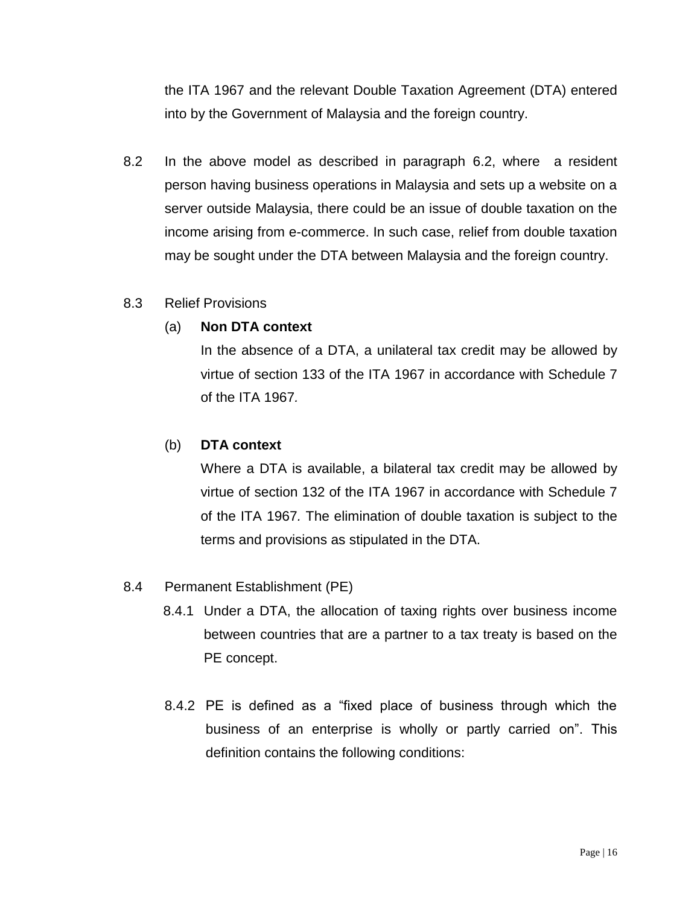the ITA 1967 and the relevant Double Taxation Agreement (DTA) entered into by the Government of Malaysia and the foreign country.

8.2 In the above model as described in paragraph 6.2, where a resident person having business operations in Malaysia and sets up a website on a server outside Malaysia, there could be an issue of double taxation on the income arising from e-commerce. In such case, relief from double taxation may be sought under the DTA between Malaysia and the foreign country.

8.3 Relief Provisions

(a) **Non DTA context**

In the absence of a DTA, a unilateral tax credit may be allowed by virtue of section 133 of the ITA 1967 in accordance with Schedule 7 of the ITA 1967*.*

(b) **DTA context**

Where a DTA is available, a bilateral tax credit may be allowed by virtue of section 132 of the ITA 1967 in accordance with Schedule 7 of the ITA 1967*.* The elimination of double taxation is subject to the terms and provisions as stipulated in the DTA.

8.4 Permanent Establishment (PE)

8.4.1 Under a DTA, the allocation of taxing rights over business income between countries that are a partner to a tax treaty is based on the PE concept.

8.4.2 PE is defined as a "fixed place of business through which the business of an enterprise is wholly or partly carried on". This definition contains the following conditions: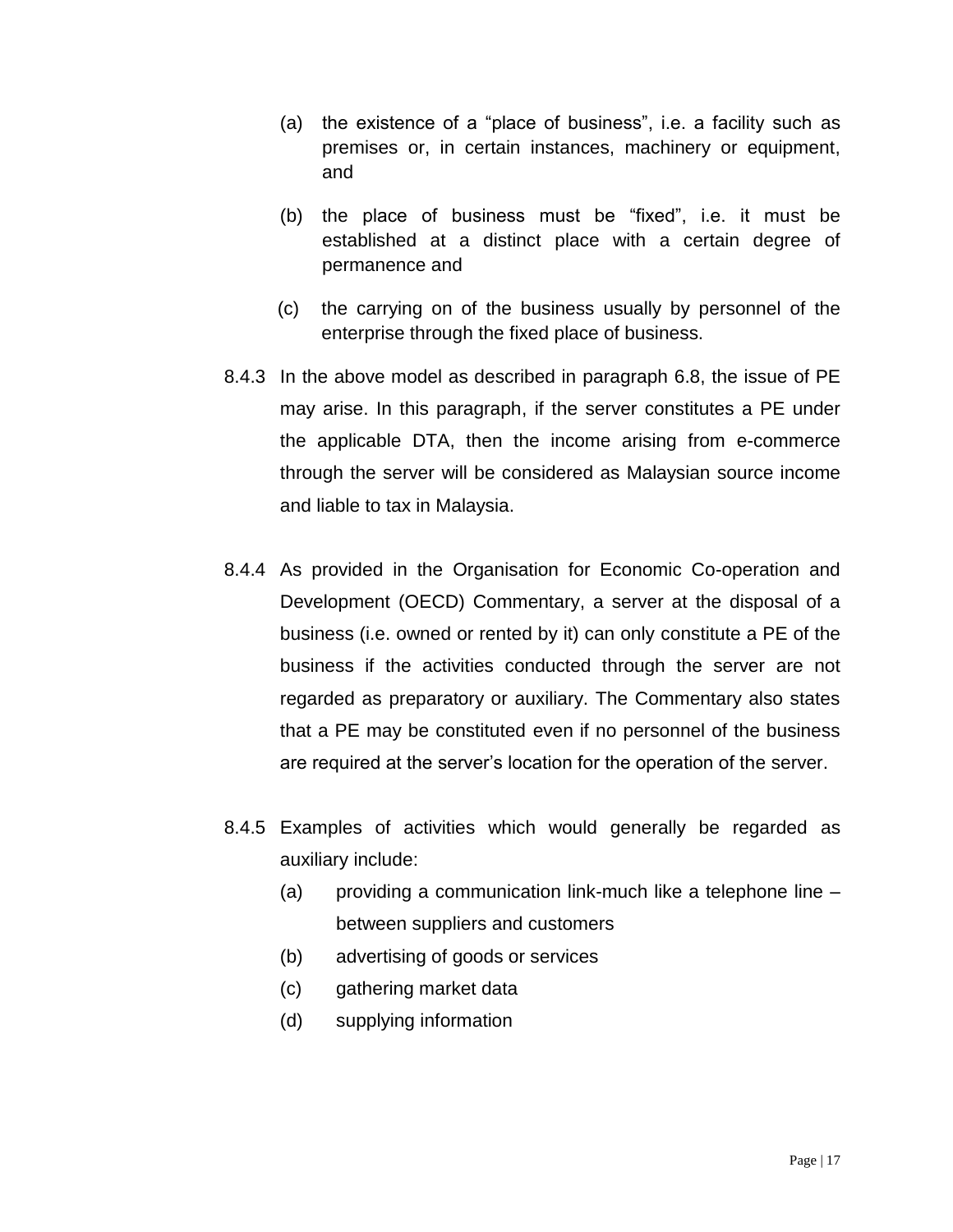(a) the existence of a "place of business", i.e. a facility such as premises or, in certain instances, machinery or equipment, and

(b) the place of business must be "fixed", i.e. it must be established at a distinct place with a certain degree of permanence and

(c) the carrying on of the business usually by personnel of the enterprise through the fixed place of business.

8.4.3 In the above model as described in paragraph 6.8, the issue of PE may arise. In this paragraph, if the server constitutes a PE under the applicable DTA, then the income arising from e-commerce through the server will be considered as Malaysian source income and liable to tax in Malaysia.

8.4.4 As provided in the Organisation for Economic Co-operation and Development (OECD) Commentary, a server at the disposal of a business (i.e. owned or rented by it) can only constitute a PE of the business if the activities conducted through the server are not regarded as preparatory or auxiliary. The Commentary also states that a PE may be constituted even if no personnel of the business are required at the server's location for the operation of the server.

8.4.5 Examples of activities which would generally be regarded as auxiliary include:

(a) providing a communication link-much like a telephone line – between suppliers and customers

(b) advertising of goods or services

(c) gathering market data

(d) supplying information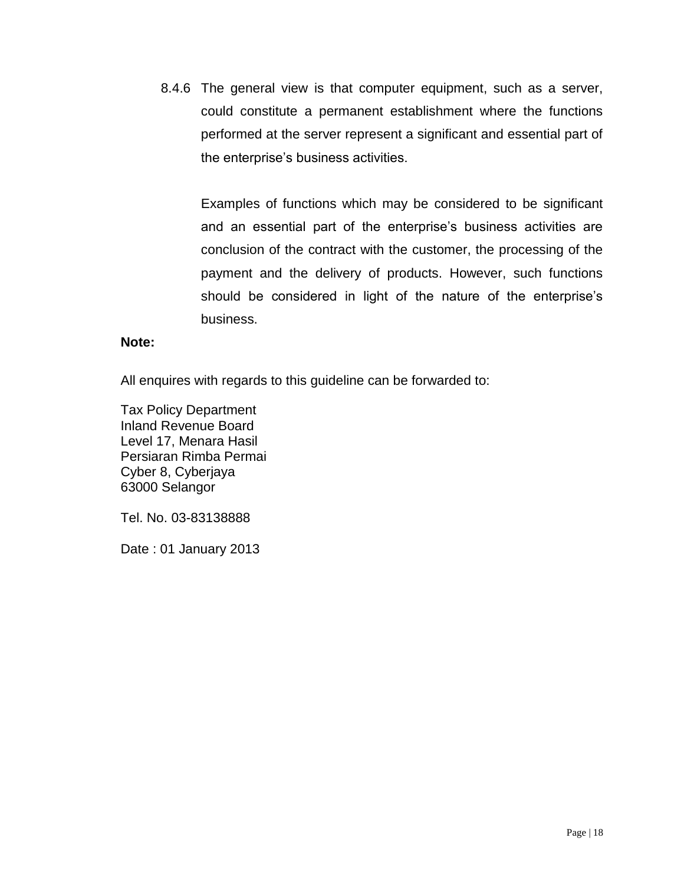8.4.6 The general view is that computer equipment, such as a server, could constitute a permanent establishment where the functions performed at the server represent a significant and essential part of the enterprise's business activities.

Examples of functions which may be considered to be significant and an essential part of the enterprise's business activities are conclusion of the contract with the customer, the processing of the payment and the delivery of products. However, such functions should be considered in light of the nature of the enterprise's business.

**Note:**

All enquires with regards to this guideline can be forwarded to:

Tax Policy Department  
Inland Revenue Board  
Level 17, Menara Hasil  
Persiaran Rimba Permai  
Cyber 8, Cyberjaya  
63000 Selangor

Tel. No. 03-83138888

Date : 01 January 2013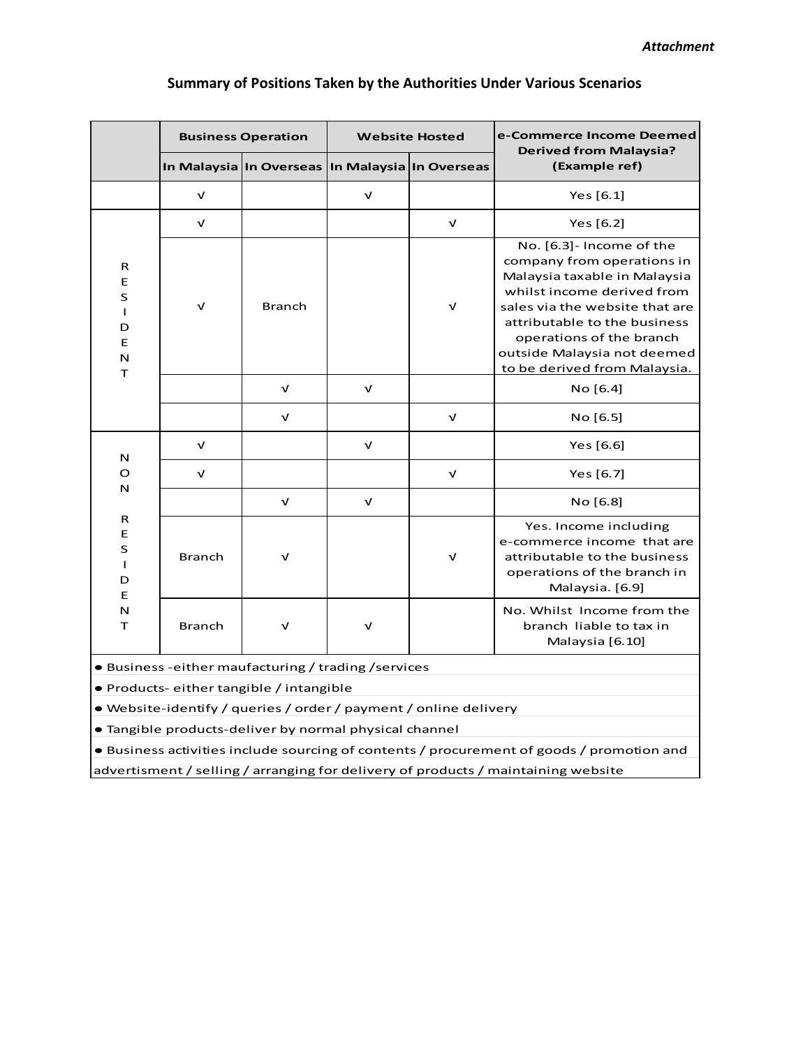*Attachment*

## Summary of Positions Taken by the Authorities Under Various Scenarios

| | Business Operation | | Website Hosted | | e-Commerce Income Deemed Derived from Malaysia? (Example ref) |
|---|---|---|---|---|---|
| | In Malaysia | In Overseas | In Malaysia | In Overseas | |
| | √ | | √ | | Yes [6.1] |
| RESIDENT | √ | | | √ | Yes [6.2] |
| RESIDENT | √ | Branch | | √ | No. [6.3]- Income of the company from operations in Malaysia taxable in Malaysia whilst income derived from sales via the website that are attributable to the business operations of the branch outside Malaysia not deemed to be derived from Malaysia. |
| RESIDENT | | √ | √ | | No [6.4] |
| RESIDENT | | √ | | √ | No [6.5] |
| NON RESIDENT | √ | | √ | | Yes [6.6] |
| NON RESIDENT | √ | | | √ | Yes [6.7] |
| NON RESIDENT | | √ | √ | | No [6.8] |
| NON RESIDENT | Branch | √ | | √ | Yes. Income including e-commerce income that are attributable to the business operations of the branch in Malaysia. [6.9] |
| NON RESIDENT | Branch | √ | √ | | No. Whilst Income from the branch liable to tax in Malaysia [6.10] |

- Business -either maufacturing / trading /services
- Products- either tangible / intangible
- Website-identify / queries / order / payment / online delivery
- Tangible products-deliver by normal physical channel
- Business activities include sourcing of contents / procurement of goods / promotion and advertisment / selling / arranging for delivery of products / maintaining website